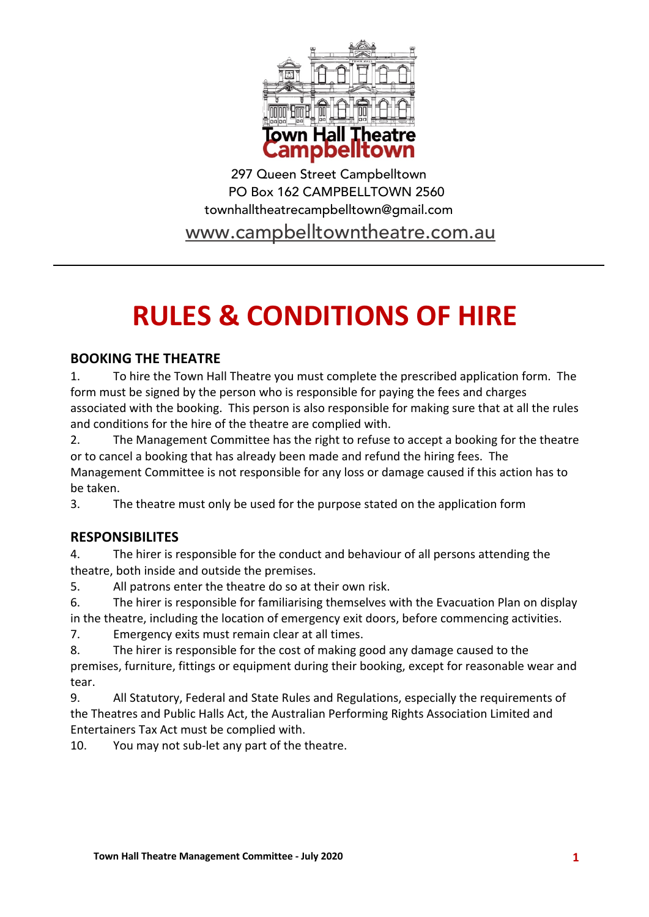**Town Hall Theatre Campbelltown**

297 Queen Street Campbelltown
PO Box 162 CAMPBELLTOWN 2560
townhalltheatrecampbelltown@gmail.com
www.campbelltowntheatre.com.au

---

# RULES & CONDITIONS OF HIRE

## BOOKING THE THEATRE

1. To hire the Town Hall Theatre you must complete the prescribed application form. The form must be signed by the person who is responsible for paying the fees and charges associated with the booking. This person is also responsible for making sure that at all the rules and conditions for the hire of the theatre are complied with.
2. The Management Committee has the right to refuse to accept a booking for the theatre or to cancel a booking that has already been made and refund the hiring fees. The Management Committee is not responsible for any loss or damage caused if this action has to be taken.
3. The theatre must only be used for the purpose stated on the application form

## RESPONSIBILITES

4. The hirer is responsible for the conduct and behaviour of all persons attending the theatre, both inside and outside the premises.
5. All patrons enter the theatre do so at their own risk.
6. The hirer is responsible for familiarising themselves with the Evacuation Plan on display in the theatre, including the location of emergency exit doors, before commencing activities.
7. Emergency exits must remain clear at all times.
8. The hirer is responsible for the cost of making good any damage caused to the premises, furniture, fittings or equipment during their booking, except for reasonable wear and tear.
9. All Statutory, Federal and State Rules and Regulations, especially the requirements of the Theatres and Public Halls Act, the Australian Performing Rights Association Limited and Entertainers Tax Act must be complied with.
10. You may not sub-let any part of the theatre.

Town Hall Theatre Management Committee - July 2020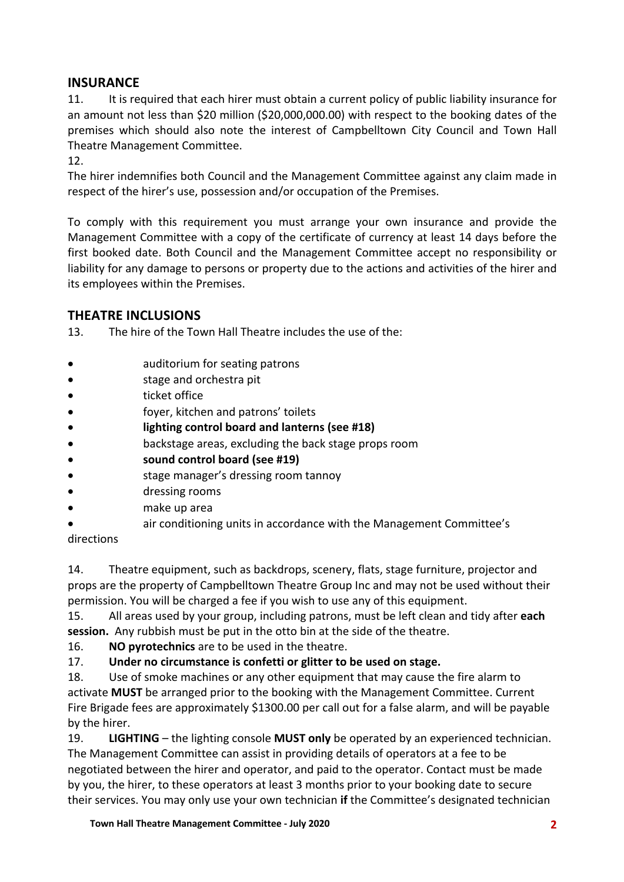## INSURANCE

11. It is required that each hirer must obtain a current policy of public liability insurance for an amount not less than $20 million ($20,000,000.00) with respect to the booking dates of the premises which should also note the interest of Campbelltown City Council and Town Hall Theatre Management Committee.

12.

The hirer indemnifies both Council and the Management Committee against any claim made in respect of the hirer's use, possession and/or occupation of the Premises.

To comply with this requirement you must arrange your own insurance and provide the Management Committee with a copy of the certificate of currency at least 14 days before the first booked date. Both Council and the Management Committee accept no responsibility or liability for any damage to persons or property due to the actions and activities of the hirer and its employees within the Premises.

## THEATRE INCLUSIONS

13. The hire of the Town Hall Theatre includes the use of the:

- auditorium for seating patrons
- stage and orchestra pit
- ticket office
- foyer, kitchen and patrons' toilets
- **lighting control board and lanterns (see #18)**
- backstage areas, excluding the back stage props room
- **sound control board (see #19)**
- stage manager's dressing room tannoy
- dressing rooms
- make up area
- air conditioning units in accordance with the Management Committee's directions

14. Theatre equipment, such as backdrops, scenery, flats, stage furniture, projector and props are the property of Campbelltown Theatre Group Inc and may not be used without their permission. You will be charged a fee if you wish to use any of this equipment.

15. All areas used by your group, including patrons, must be left clean and tidy after **each session.** Any rubbish must be put in the otto bin at the side of the theatre.

16. **NO pyrotechnics** are to be used in the theatre.

17. **Under no circumstance is confetti or glitter to be used on stage.**

18. Use of smoke machines or any other equipment that may cause the fire alarm to activate **MUST** be arranged prior to the booking with the Management Committee. Current Fire Brigade fees are approximately $1300.00 per call out for a false alarm, and will be payable by the hirer.

19. **LIGHTING** – the lighting console **MUST only** be operated by an experienced technician. The Management Committee can assist in providing details of operators at a fee to be negotiated between the hirer and operator, and paid to the operator. Contact must be made by you, the hirer, to these operators at least 3 months prior to your booking date to secure their services. You may only use your own technician **if** the Committee's designated technician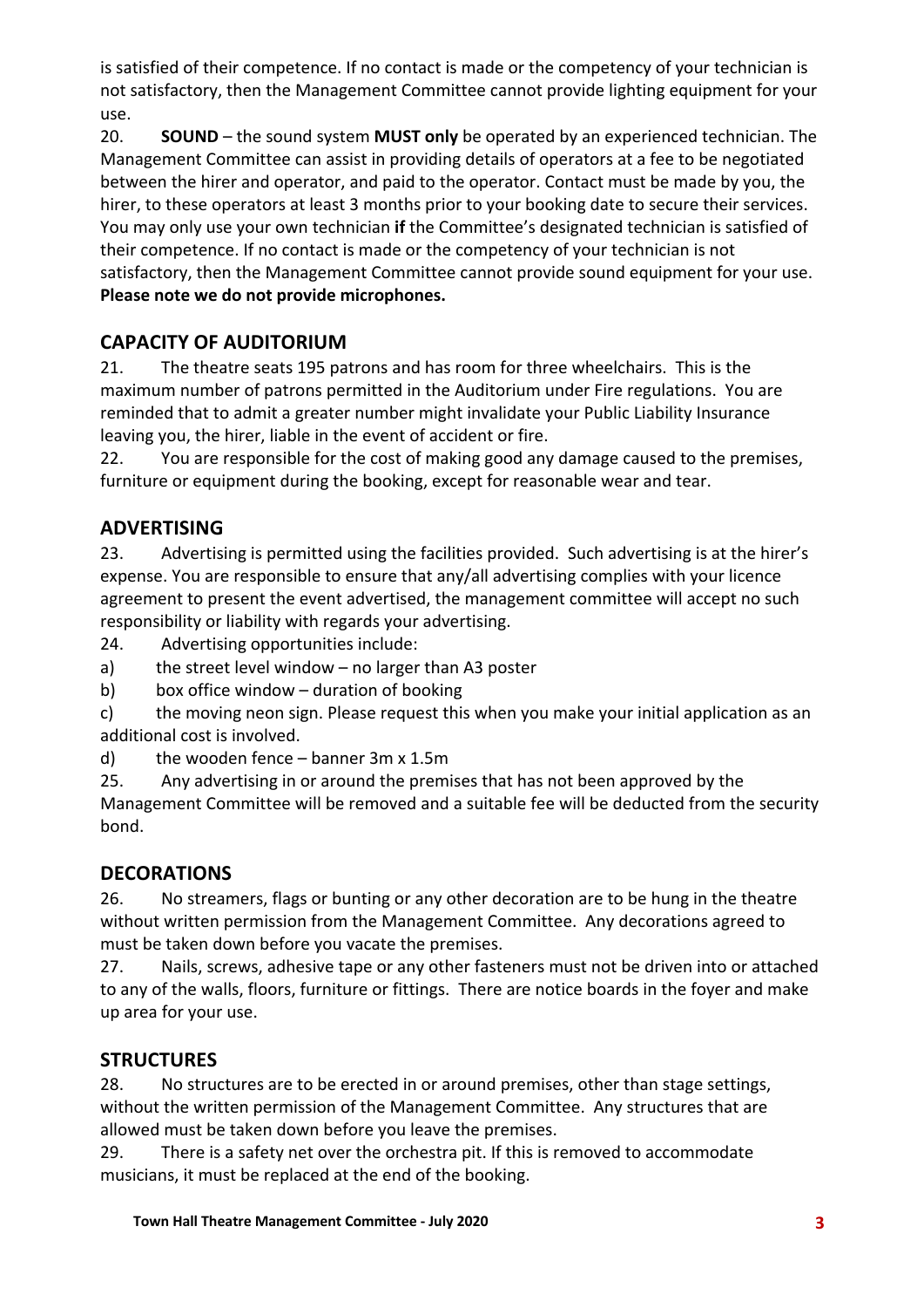is satisfied of their competence. If no contact is made or the competency of your technician is not satisfactory, then the Management Committee cannot provide lighting equipment for your use.

20. **SOUND** – the sound system **MUST only** be operated by an experienced technician. The Management Committee can assist in providing details of operators at a fee to be negotiated between the hirer and operator, and paid to the operator. Contact must be made by you, the hirer, to these operators at least 3 months prior to your booking date to secure their services. You may only use your own technician **if** the Committee's designated technician is satisfied of their competence. If no contact is made or the competency of your technician is not satisfactory, then the Management Committee cannot provide sound equipment for your use. **Please note we do not provide microphones.**

## CAPACITY OF AUDITORIUM

21. The theatre seats 195 patrons and has room for three wheelchairs. This is the maximum number of patrons permitted in the Auditorium under Fire regulations. You are reminded that to admit a greater number might invalidate your Public Liability Insurance leaving you, the hirer, liable in the event of accident or fire.

22. You are responsible for the cost of making good any damage caused to the premises, furniture or equipment during the booking, except for reasonable wear and tear.

## ADVERTISING

23. Advertising is permitted using the facilities provided. Such advertising is at the hirer's expense. You are responsible to ensure that any/all advertising complies with your licence agreement to present the event advertised, the management committee will accept no such responsibility or liability with regards your advertising.

24. Advertising opportunities include:

a) the street level window – no larger than A3 poster

b) box office window – duration of booking

c) the moving neon sign. Please request this when you make your initial application as an additional cost is involved.

d) the wooden fence – banner 3m x 1.5m

25. Any advertising in or around the premises that has not been approved by the Management Committee will be removed and a suitable fee will be deducted from the security bond.

## DECORATIONS

26. No streamers, flags or bunting or any other decoration are to be hung in the theatre without written permission from the Management Committee. Any decorations agreed to must be taken down before you vacate the premises.

27. Nails, screws, adhesive tape or any other fasteners must not be driven into or attached to any of the walls, floors, furniture or fittings. There are notice boards in the foyer and make up area for your use.

## STRUCTURES

28. No structures are to be erected in or around premises, other than stage settings, without the written permission of the Management Committee. Any structures that are allowed must be taken down before you leave the premises.

29. There is a safety net over the orchestra pit. If this is removed to accommodate musicians, it must be replaced at the end of the booking.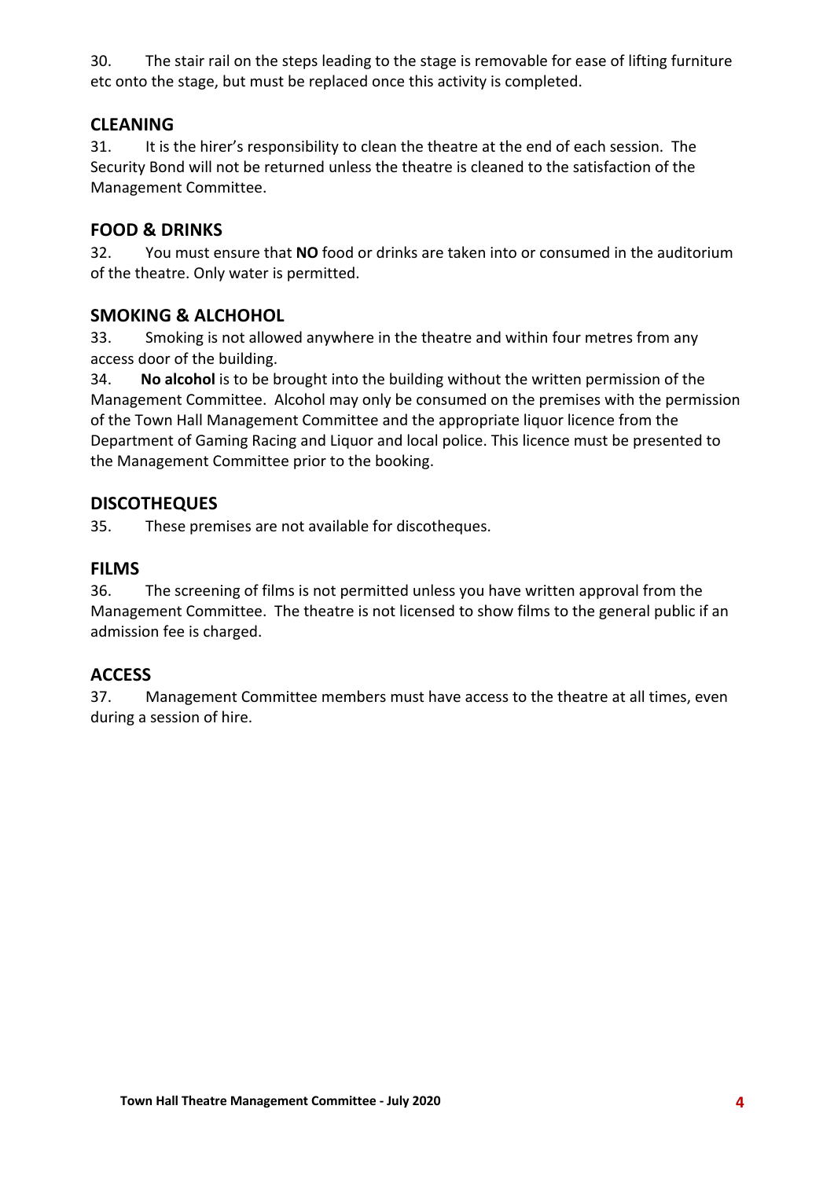30. The stair rail on the steps leading to the stage is removable for ease of lifting furniture etc onto the stage, but must be replaced once this activity is completed.

## CLEANING

31. It is the hirer's responsibility to clean the theatre at the end of each session. The Security Bond will not be returned unless the theatre is cleaned to the satisfaction of the Management Committee.

## FOOD & DRINKS

32. You must ensure that **NO** food or drinks are taken into or consumed in the auditorium of the theatre. Only water is permitted.

## SMOKING & ALCHOHOL

33. Smoking is not allowed anywhere in the theatre and within four metres from any access door of the building.

34. **No alcohol** is to be brought into the building without the written permission of the Management Committee. Alcohol may only be consumed on the premises with the permission of the Town Hall Management Committee and the appropriate liquor licence from the Department of Gaming Racing and Liquor and local police. This licence must be presented to the Management Committee prior to the booking.

## DISCOTHEQUES

35. These premises are not available for discotheques.

## FILMS

36. The screening of films is not permitted unless you have written approval from the Management Committee. The theatre is not licensed to show films to the general public if an admission fee is charged.

## ACCESS

37. Management Committee members must have access to the theatre at all times, even during a session of hire.